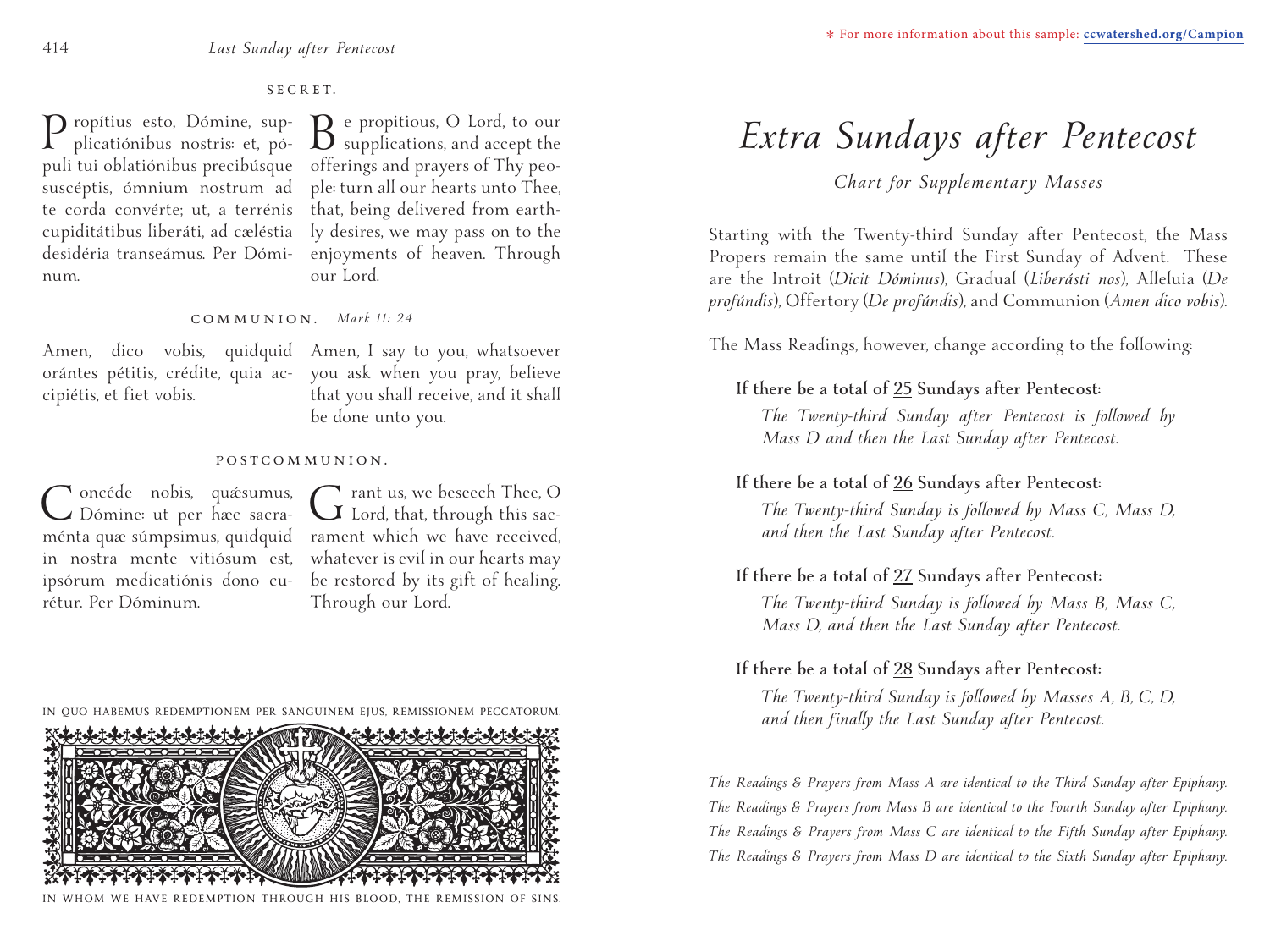### SECRET.

Propítius esto, Dómine, supplicatiónibus nostris: et, pópuli tui oblatiónibus precibúsque suscéptis, ómnium nostrum ad te corda convérte; ut, a terrénis cupiditátibus liberáti, ad cæléstia desidéria transeámus. Per Dóminum.

Be propitious, O Lord, to our supplications, and accept the offerings and prayers of Thy people: turn all our hearts unto Thee, that, being delivered from earthly desires, we may pass on to the enjoyments of heaven. Through our Lord.

### COMMUNION. *Mark 11: 24*

Amen, dico vobis, quidquid orántes pétitis, crédite, quia accipiétis, et fiet vobis.

Amen, I say to you, whatsoever you ask when you pray, believe that you shall receive, and it shall be done unto you.

### POSTCOMMUNION.

Concéde nobis, quǽsumus, Dómine: ut per hæc sacraménta quæ súmpsimus, quidquid in nostra mente vitiósum est, ipsórum medicatiónis dono curétur. Per Dóminum.

Grant us, we beseech Thee, O Lord, that, through this sacrament which we have received, whatever is evil in our hearts may be restored by its gift of healing. Through our Lord.

IN QUO HABEMUS REDEMPTIONEM PER SANGUINEM EJUS, REMISSIONEM PECCATORUM.

IN WHOM WE HAVE REDEMPTION THROUGH HIS BLOOD, THE REMISSION OF SINS.

* For more information about this sample: ccwatershed.org/Campion

# *Extra Sundays after Pentecost*

*Chart for Supplementary Masses*

Starting with the Twenty-third Sunday after Pentecost, the Mass Propers remain the same until the First Sunday of Advent. These are the Introit (*Dicit Dóminus*), Gradual (*Liberásti nos*), Alleluia (*De profúndis*), Offertory (*De profúndis*), and Communion (*Amen dico vobis*).

The Mass Readings, however, change according to the following:

If there be a total of 25 Sundays after Pentecost:
*The Twenty-third Sunday after Pentecost is followed by Mass D and then the Last Sunday after Pentecost.*

If there be a total of 26 Sundays after Pentecost:
*The Twenty-third Sunday is followed by Mass C, Mass D, and then the Last Sunday after Pentecost.*

If there be a total of 27 Sundays after Pentecost:
*The Twenty-third Sunday is followed by Mass B, Mass C, Mass D, and then the Last Sunday after Pentecost.*

If there be a total of 28 Sundays after Pentecost:
*The Twenty-third Sunday is followed by Masses A, B, C, D, and then finally the Last Sunday after Pentecost.*

*The Readings & Prayers from Mass A are identical to the Third Sunday after Epiphany.*
*The Readings & Prayers from Mass B are identical to the Fourth Sunday after Epiphany.*
*The Readings & Prayers from Mass C are identical to the Fifth Sunday after Epiphany.*
*The Readings & Prayers from Mass D are identical to the Sixth Sunday after Epiphany.*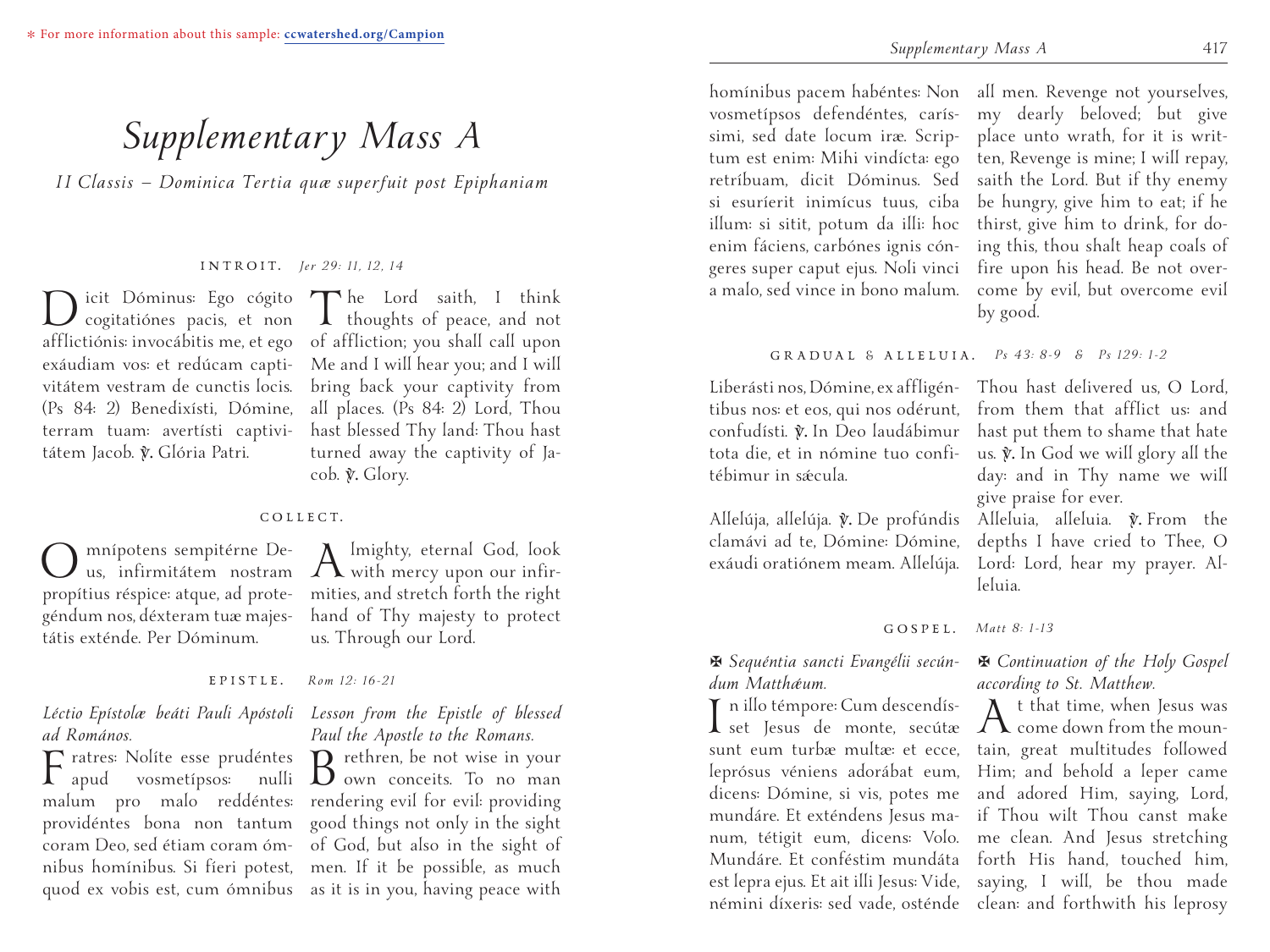* For more information about this sample: ccwatershed.org/Campion

# Supplementary Mass A

*II Classis – Dominica Tertia quæ superfuit post Epiphaniam*

INTROIT. *Jer 29: 11, 12, 14*

Dicit Dóminus: Ego cógito cogitatiónes pacis, et non afflictiónis: invocábitis me, et ego exáudiam vos: et redúcam captivitátem vestram de cunctis locis. (Ps 84: 2) Benedixísti, Dómine, terram tuam: avertísti captivitátem Jacob. ℣. Glória Patri.

The Lord saith, I think thoughts of peace, and not of affliction; you shall call upon Me and I will hear you; and I will bring back your captivity from all places. (Ps 84: 2) Lord, Thou hast blessed Thy land: Thou hast turned away the captivity of Jacob. ℣. Glory.

COLLECT.

Omnípotens sempitérne Deus, infirmitátem nostram propítius réspice: atque, ad protegéndum nos, déxteram tuæ majestátis exténde. Per Dóminum.

Almighty, eternal God, look with mercy upon our infirmities, and stretch forth the right hand of Thy majesty to protect us. Through our Lord.

EPISTLE. *Rom 12: 16-21*

*Léctio Epístolæ beáti Pauli Apóstoli ad Romános.*

Fratres: Nolíte esse prudéntes apud vosmetípsos: nulli malum pro malo reddéntes: providéntes bona non tantum coram Deo, sed étiam coram ómnibus homínibus. Si fíeri potest, quod ex vobis est, cum ómnibus homínibus pacem habéntes: Non vosmetípsos defendéntes, caríssimi, sed date locum iræ. Scriptum est enim: Mihi vindícta: ego retríbuam, dicit Dóminus. Sed si esuríerit inimícus tuus, ciba illum: si sitit, potum da illi: hoc enim fáciens, carbónes ignis cóngeres super caput ejus. Noli vinci a malo, sed vince in bono malum.

*Lesson from the Epistle of blessed Paul the Apostle to the Romans.*

Brethren, be not wise in your own conceits. To no man rendering evil for evil: providing good things not only in the sight of God, but also in the sight of men. If it be possible, as much as it is in you, having peace with all men. Revenge not yourselves, my dearly beloved; but give place unto wrath, for it is written, Revenge is mine; I will repay, saith the Lord. But if thy enemy be hungry, give him to eat; if he thirst, give him to drink, for doing this, thou shalt heap coals of fire upon his head. Be not overcome by evil, but overcome evil by good.

GRADUAL & ALLELUIA. *Ps 43: 8-9 & Ps 129: 1-2*

Liberásti nos, Dómine, ex affligéntibus nos: et eos, qui nos odérunt, confudísti. ℣. In Deo laudábimur tota die, et in nómine tuo confitébimur in sǽcula.

Thou hast delivered us, O Lord, from them that afflict us: and hast put them to shame that hate us. ℣. In God we will glory all the day: and in Thy name we will give praise for ever.

Allelúja, allelúja. ℣. De profúndis clamávi ad te, Dómine: Dómine, exáudi oratiónem meam. Allelúja.

Alleluia, alleluia. ℣. From the depths I have cried to Thee, O Lord: Lord, hear my prayer. Alleluia.

GOSPEL. *Matt 8: 1-13*

✠ *Sequéntia sancti Evangélii secúndum Matthǽum.*

In illo témpore: Cum descendísset Jesus de monte, secútæ sunt eum turbæ multæ: et ecce, leprósus véniens adorábat eum, dicens: Dómine, si vis, potes me mundáre. Et exténdens Jesus manum, tétigit eum, dicens: Volo. Mundáre. Et conféstim mundáta est lepra ejus. Et ait illi Jesus: Vide, némini díxeris: sed vade, osténde

✠ *Continuation of the Holy Gospel according to St. Matthew.*

At that time, when Jesus was come down from the mountain, great multitudes followed Him; and behold a leper came and adored Him, saying, Lord, if Thou wilt Thou canst make me clean. And Jesus stretching forth His hand, touched him, saying, I will, be thou made clean: and forthwith his leprosy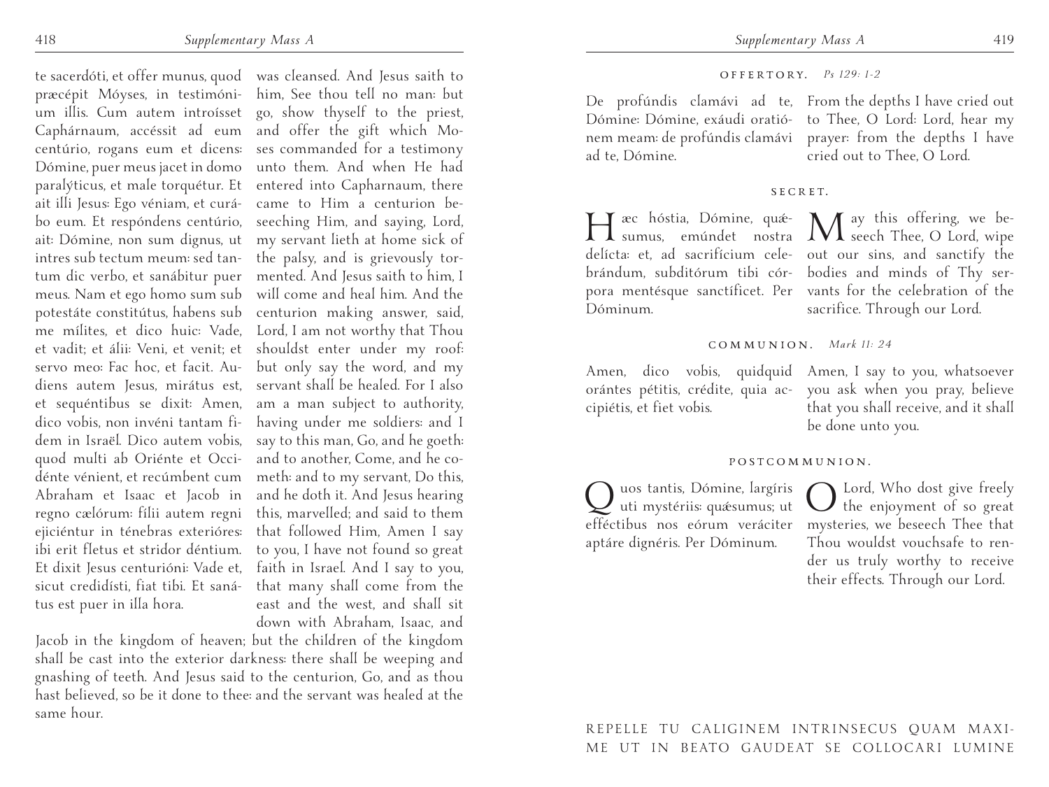te sacerdóti, et offer munus, quod præcépit Móyses, in testimónium illis. Cum autem introísset Caphárnaum, accéssit ad eum centúrio, rogans eum et dicens: Dómine, puer meus jacet in domo paralýticus, et male torquétur. Et ait illi Jesus: Ego véniam, et curábo eum. Et respóndens centúrio, ait: Dómine, non sum dignus, ut intres sub tectum meum: sed tantum dic verbo, et sanábitur puer meus. Nam et ego homo sum sub potestáte constitútus, habens sub me mílites, et dico huic: Vade, et vadit; et álii: Veni, et venit; et servo meo: Fac hoc, et facit. Audiens autem Jesus, mirátus est, et sequéntibus se dixit: Amen, dico vobis, non invéni tantam fidem in Israël. Dico autem vobis, quod multi ab Oriénte et Occidénte vénient, et recúmbent cum Abraham et Isaac et Jacob in regno cælórum: fílii autem regni ejiciéntur in ténebras exterióres: ibi erit fletus et stridor déntium. Et dixit Jesus centurióni: Vade et, sicut credidísti, fiat tibi. Et sanátus est puer in illa hora.

was cleansed. And Jesus saith to him, See thou tell no man: but go, show thyself to the priest, and offer the gift which Moses commanded for a testimony unto them. And when He had entered into Capharnaum, there came to Him a centurion beseeching Him, and saying, Lord, my servant lieth at home sick of the palsy, and is grievously tormented. And Jesus saith to him, I will come and heal him. And the centurion making answer, said, Lord, I am not worthy that Thou shouldst enter under my roof: but only say the word, and my servant shall be healed. For I also am a man subject to authority, having under me soldiers: and I say to this man, Go, and he goeth: and to another, Come, and he cometh: and to my servant, Do this, and he doth it. And Jesus hearing this, marvelled; and said to them that followed Him, Amen I say to you, I have not found so great faith in Israel. And I say to you, that many shall come from the east and the west, and shall sit down with Abraham, Isaac, and Jacob in the kingdom of heaven; but the children of the kingdom shall be cast into the exterior darkness: there shall be weeping and gnashing of teeth. And Jesus said to the centurion, Go, and as thou hast believed, so be it done to thee: and the servant was healed at the same hour.

### OFFERTORY. *Ps 129: 1-2*

De profúndis clamávi ad te, Dómine: Dómine, exáudi oratiónem meam: de profúndis clamávi ad te, Dómine.

From the depths I have cried out to Thee, O Lord: Lord, hear my prayer: from the depths I have cried out to Thee, O Lord.

### SECRET.

Hæc hóstia, Dómine, quǽsumus, emúndet nostra delícta: et, ad sacrifícium celebrándum, subditórum tibi córpora mentésque sanctíficet. Per Dóminum.

May this offering, we beseech Thee, O Lord, wipe out our sins, and sanctify the bodies and minds of Thy servants for the celebration of the sacrifice. Through our Lord.

### COMMUNION. *Mark 11: 24*

Amen, dico vobis, quidquid orántes pétitis, crédite, quia accipiétis, et fiet vobis.

Amen, I say to you, whatsoever you ask when you pray, believe that you shall receive, and it shall be done unto you.

### POSTCOMMUNION.

Quos tantis, Dómine, largíris uti mystériis: quǽsumus; ut efféctibus nos eórum veráciter aptáre dignéris. Per Dóminum.

O Lord, Who dost give freely the enjoyment of so great mysteries, we beseech Thee that Thou wouldst vouchsafe to render us truly worthy to receive their effects. Through our Lord.

REPELLE TU CALIGINEM INTRINSECUS QUAM MAXIME UT IN BEATO GAUDEAT SE COLLOCARI LUMINE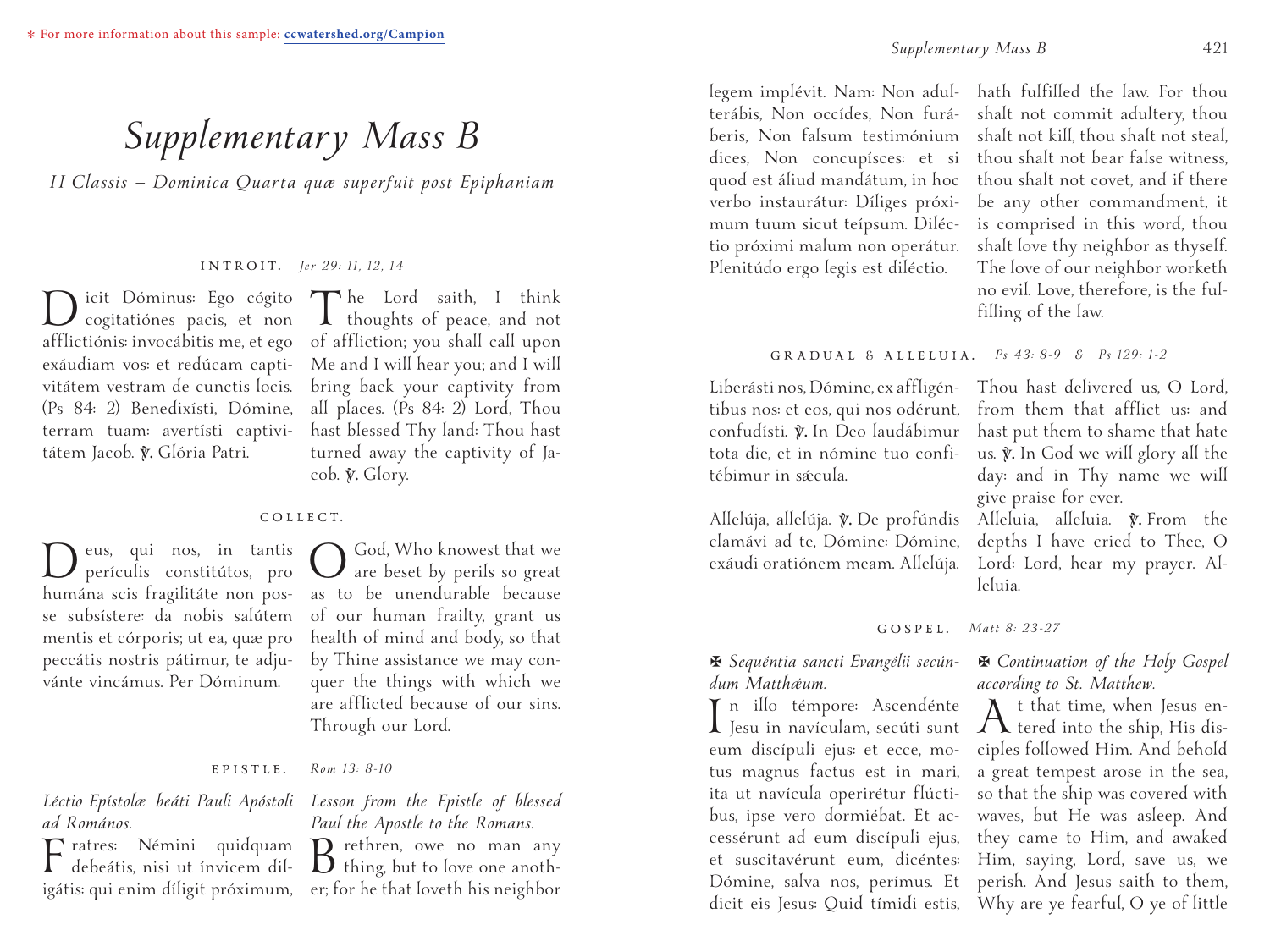*For more information about this sample: ccwatershed.org/Campion*

# *Supplementary Mass B*

*II Classis — Dominica Quarta quæ superfuit post Epiphaniam*

## INTROIT. *Jer 29: 11, 12, 14*

Dicit Dóminus: Ego cógito cogitatiónes pacis, et non afflictiónis: invocábitis me, et ego exáudiam vos: et redúcam captivitátem vestram de cunctis locis. (Ps 84: 2) Benedixísti, Dómine, terram tuam: avertísti captivitátem Jacob. ℣. Glória Patri.

The Lord saith, I think thoughts of peace, and not of affliction; you shall call upon Me and I will hear you; and I will bring back your captivity from all places. (Ps 84: 2) Lord, Thou hast blessed Thy land: Thou hast turned away the captivity of Jacob. ℣. Glory.

## COLLECT.

Deus, qui nos, in tantis perículis constitútos, pro humána scis fragilitáte non posse subsístere: da nobis salútem mentis et córporis; ut ea, quæ pro peccátis nostris pátimur, te adjuvánte vincámus. Per Dóminum.

O God, Who knowest that we are beset by perils so great as to be unendurable because of our human frailty, grant us health of mind and body, so that by Thine assistance we may conquer the things with which we are afflicted because of our sins. Through our Lord.

## EPISTLE. *Rom 13: 8-10*

*Léctio Epístolæ beáti Pauli Apóstoli ad Romános.*

Fratres: Némini quidquam debeátis, nisi ut ínvicem diligátis: qui enim díligit próximum, legem implévit. Nam: Non adulterábis, Non occídes, Non furáberis, Non falsum testimónium dices, Non concupísces: et si quod est áliud mandátum, in hoc verbo instaurátur: Díliges próximum tuum sicut teípsum. Diléctio próximi malum non operátur. Plenitúdo ergo legis est diléctio.

*Lesson from the Epistle of blessed Paul the Apostle to the Romans.*

Brethren, owe no man any thing, but to love one another; for he that loveth his neighbor hath fulfilled the law. For thou shalt not commit adultery, thou shalt not kill, thou shalt not steal, thou shalt not bear false witness, thou shalt not covet, and if there be any other commandment, it is comprised in this word, thou shalt love thy neighbor as thyself. The love of our neighbor worketh no evil. Love, therefore, is the fulfilling of the law.

## GRADUAL & ALLELUIA. *Ps 43: 8-9 & Ps 129: 1-2*

Liberásti nos, Dómine, ex affligéntibus nos: et eos, qui nos odérunt, confudísti. ℣. In Deo laudábimur tota die, et in nómine tuo confitébimur in sǽcula.

Thou hast delivered us, O Lord, from them that afflict us: and hast put them to shame that hate us. ℣. In God we will glory all the day: and in Thy name we will give praise for ever.

Allelúja, allelúja. ℣. De profúndis clamávi ad te, Dómine: Dómine, exáudi oratiónem meam. Allelúja.

Alleluia, alleluia. ℣. From the depths I have cried to Thee, O Lord: Lord, hear my prayer. Alleluia.

## GOSPEL. *Matt 8: 23-27*

✠ *Sequéntia sancti Evangélii secúndum Matthǽum.*

In illo témpore: Ascendénte Jesu in navículam, secúti sunt eum discípuli ejus: et ecce, motus magnus factus est in mari, ita ut navícula operirétur flúctibus, ipse vero dormiébat. Et accessérunt ad eum discípuli ejus, et suscitavérunt eum, dicéntes: Dómine, salva nos, perímus. Et dicit eis Jesus: Quid tímidi estis,

✠ *Continuation of the Holy Gospel according to St. Matthew.*

At that time, when Jesus entered into the ship, His disciples followed Him. And behold a great tempest arose in the sea, so that the ship was covered with waves, but He was asleep. And they came to Him, and awaked Him, saying, Lord, save us, we perish. And Jesus saith to them, Why are ye fearful, O ye of little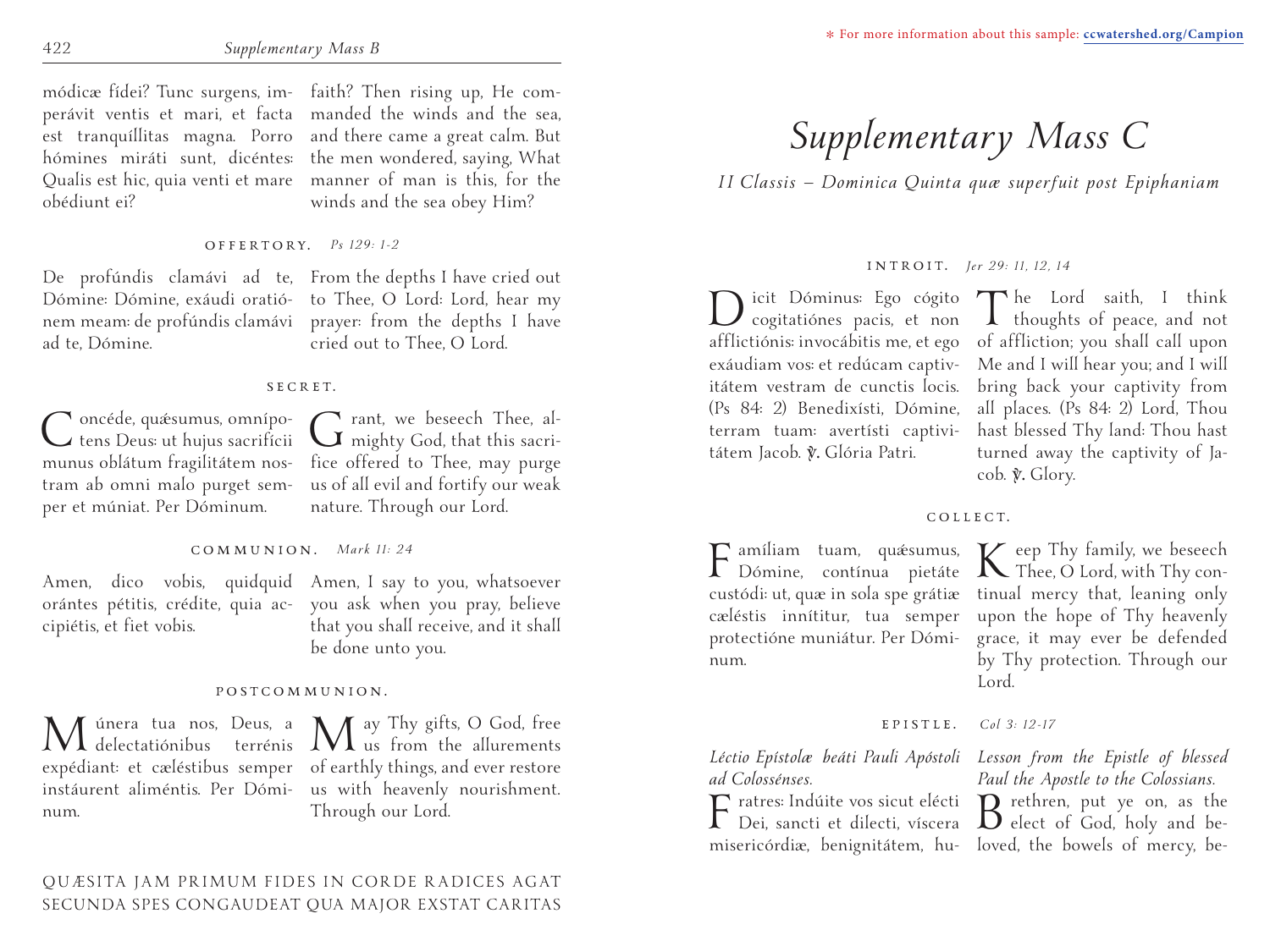módicæ fídei? Tunc surgens, imperávit ventis et mari, et facta est tranquíllitas magna. Porro hómines miráti sunt, dicéntes: Qualis est hic, quia venti et mare obédiunt ei?

faith? Then rising up, He commanded the winds and the sea, and there came a great calm. But the men wondered, saying, What manner of man is this, for the winds and the sea obey Him?

### OFFERTORY. *Ps 129: 1-2*

De profúndis clamávi ad te, Dómine: Dómine, exáudi oratiónem meam: de profúndis clamávi ad te, Dómine.

From the depths I have cried out to Thee, O Lord: Lord, hear my prayer: from the depths I have cried out to Thee, O Lord.

### SECRET.

Concéde, quǽsumus, omnípotens Deus: ut hujus sacrifícii munus oblátum fragilitátem nostram ab omni malo purget semper et múniat. Per Dóminum.

Grant, we beseech Thee, almighty God, that this sacrifice offered to Thee, may purge us of all evil and fortify our weak nature. Through our Lord.

### COMMUNION. *Mark 11: 24*

Amen, dico vobis, quidquid orántes pétitis, crédite, quia accipiétis, et fiet vobis.

Amen, I say to you, whatsoever you ask when you pray, believe that you shall receive, and it shall be done unto you.

### POSTCOMMUNION.

Múnera tua nos, Deus, a delectatiónibus terrénis expédiant: et cæléstibus semper instáurent aliméntis. Per Dóminum.

May Thy gifts, O God, free us from the allurements of earthly things, and ever restore us with heavenly nourishment. Through our Lord.

QUÆSITA JAM PRIMUM FIDES IN CORDE RADICES AGAT
SECUNDA SPES CONGAUDEAT QUA MAJOR EXSTAT CARITAS

# Supplementary Mass C

*II Classis – Dominica Quinta quæ superfuit post Epiphaniam*

### INTROIT. *Jer 29: 11, 12, 14*

Dicit Dóminus: Ego cógito cogitatiónes pacis, et non afflictiónis: invocábitis me, et ego exáudiam vos: et redúcam captivitátem vestram de cunctis locis. (Ps 84: 2) Benedixísti, Dómine, terram tuam: avertísti captivitátem Jacob. ℣. Glória Patri.

The Lord saith, I think thoughts of peace, and not of affliction; you shall call upon Me and I will hear you; and I will bring back your captivity from all places. (Ps 84: 2) Lord, Thou hast blessed Thy land: Thou hast turned away the captivity of Jacob. ℣. Glory.

### COLLECT.

Famíliam tuam, quǽsumus, Dómine, contínua pietáte custódi: ut, quæ in sola spe grátiæ cæléstis innítitur, tua semper protectióne muniátur. Per Dóminum.

Keep Thy family, we beseech Thee, O Lord, with Thy continual mercy that, leaning only upon the hope of Thy heavenly grace, it may ever be defended by Thy protection. Through our Lord.

### EPISTLE. *Col 3: 12-17*

*Léctio Epístolæ beáti Pauli Apóstoli ad Colossénses.*

Fratres: Indúite vos sicut elécti Dei, sancti et dilecti, víscera misericórdiæ, benignitátem, hu-

*Lesson from the Epistle of blessed Paul the Apostle to the Colossians.*

Brethren, put ye on, as the elect of God, holy and beloved, the bowels of mercy, be-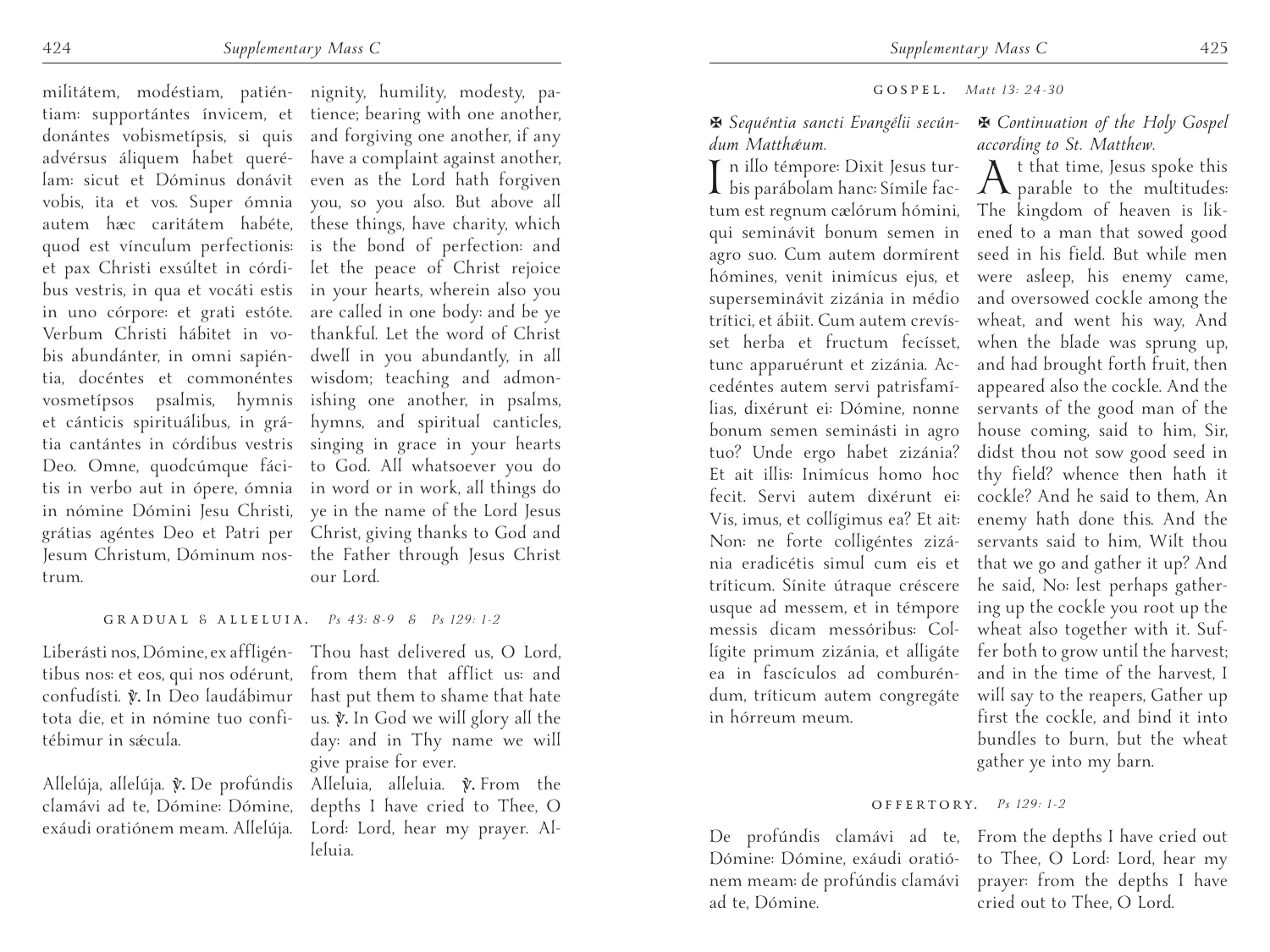militátem, modéstiam, patiéntiam: supportántes ínvicem, et donántes vobismetípsis, si quis advérsus áliquem habet querélam: sicut et Dóminus donávit vobis, ita et vos. Super ómnia autem hæc caritátem habéte, quod est vínculum perfectiónis: et pax Christi exsúltet in córdibus vestris, in qua et vocáti estis in uno córpore: et grati estóte. Verbum Christi hábitet in vobis abundánter, in omni sapiéntia, docéntes et commonéntes vosmetípsos psalmis, hymnis et cánticis spirituálibus, in grátia cantántes in córdibus vestris Deo. Omne, quodcúmque fácitis in verbo aut in ópere, ómnia in nómine Dómini Jesu Christi, grátias agéntes Deo et Patri per Jesum Christum, Dóminum nostrum.

nignity, humility, modesty, patience; bearing with one another, and forgiving one another, if any have a complaint against another, even as the Lord hath forgiven you, so you also. But above all these things, have charity, which is the bond of perfection: and let the peace of Christ rejoice in your hearts, wherein also you are called in one body: and be ye thankful. Let the word of Christ dwell in you abundantly, in all wisdom; teaching and admonishing one another, in psalms, hymns, and spiritual canticles, singing in grace in your hearts to God. All whatsoever you do in word or in work, all things do ye in the name of the Lord Jesus Christ, giving thanks to God and the Father through Jesus Christ our Lord.

### GRADUAL & ALLELUIA. *Ps 43: 8-9 & Ps 129: 1-2*

Liberásti nos, Dómine, ex affligéntibus nos: et eos, qui nos odérunt, confudísti. ℣. In Deo laudábimur tota die, et in nómine tuo confitébimur in sǽcula.

Thou hast delivered us, O Lord, from them that afflict us: and hast put them to shame that hate us. ℣. In God we will glory all the day: and in Thy name we will give praise for ever.

Allelúja, allelúja. ℣. De profúndis clamávi ad te, Dómine: Dómine, exáudi oratiónem meam. Allelúja.

Alleluia, alleluia. ℣. From the depths I have cried to Thee, O Lord: Lord, hear my prayer. Alleluia.

### GOSPEL. *Matt 13: 24-30*

✠ *Sequéntia sancti Evangélii secúndum Matthǽum.*

In illo témpore: Dixit Jesus turbis parábolam hanc: Símile factum est regnum cælórum hómini, qui seminávit bonum semen in agro suo. Cum autem dormírent hómines, venit inimícus ejus, et superseminávit zizánia in médio trítici, et ábiit. Cum autem crevísset herba et fructum fecísset, tunc apparuérunt et zizánia. Accedéntes autem servi patrisfamílias, dixérunt ei: Dómine, nonne bonum semen seminásti in agro tuo? Unde ergo habet zizánia? Et ait illis: Inimícus homo hoc fecit. Servi autem dixérunt ei: Vis, imus, et collígimus ea? Et ait: Non: ne forte colligéntes zizánia eradicétis simul cum eis et tríticum. Sínite útraque créscere usque ad messem, et in témpore messis dicam messóribus: Collígite primum zizánia, et alligáte ea in fascículos ad comburéndum, tríticum autem congregáte in hórreum meum.

✠ *Continuation of the Holy Gospel according to St. Matthew.*

At that time, Jesus spoke this parable to the multitudes: The kingdom of heaven is likened to a man that sowed good seed in his field. But while men were asleep, his enemy came, and oversowed cockle among the wheat, and went his way, And when the blade was sprung up, and had brought forth fruit, then appeared also the cockle. And the servants of the good man of the house coming, said to him, Sir, didst thou not sow good seed in thy field? whence then hath it cockle? And he said to them, An enemy hath done this. And the servants said to him, Wilt thou that we go and gather it up? And he said, No: lest perhaps gathering up the cockle you root up the wheat also together with it. Suffer both to grow until the harvest; and in the time of the harvest, I will say to the reapers, Gather up first the cockle, and bind it into bundles to burn, but the wheat gather ye into my barn.

### OFFERTORY. *Ps 129: 1-2*

De profúndis clamávi ad te, Dómine: Dómine, exáudi oratiónem meam: de profúndis clamávi ad te, Dómine.

From the depths I have cried out to Thee, O Lord: Lord, hear my prayer: from the depths I have cried out to Thee, O Lord.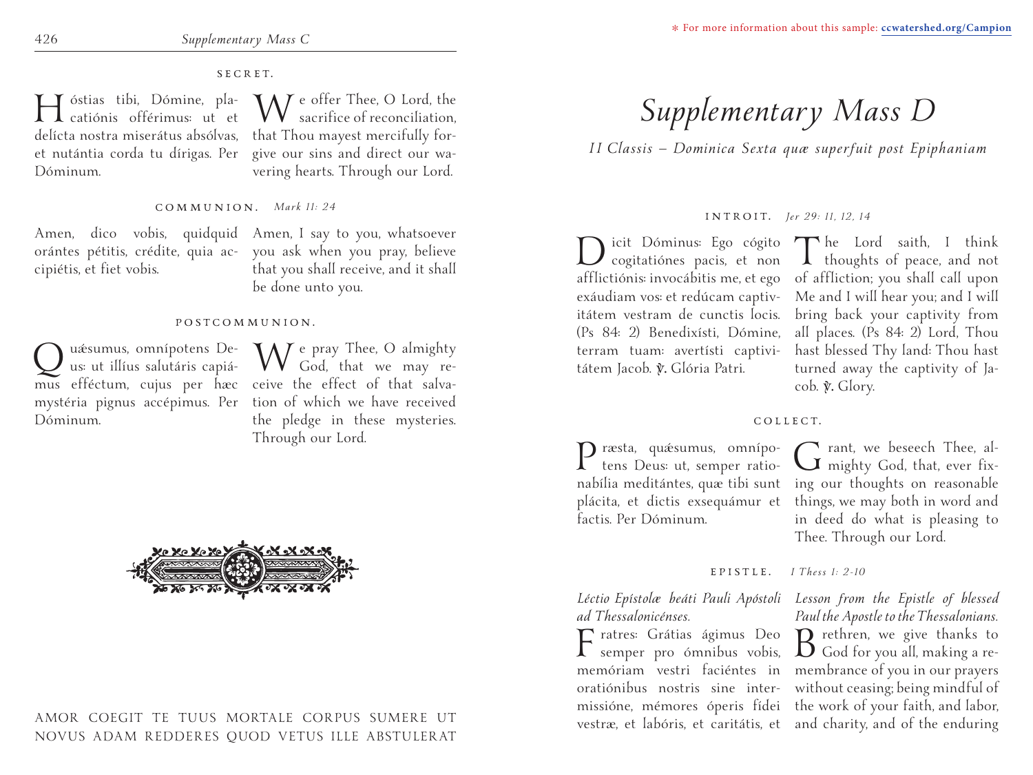### SECRET.

Hóstias tibi, Dómine, placatiónis offérimus: ut et delícta nostra miserátus absólvas, et nutántia corda tu dírigas. Per Dóminum.

We offer Thee, O Lord, the sacrifice of reconciliation, that Thou mayest mercifully forgive our sins and direct our wavering hearts. Through our Lord.

### COMMUNION. *Mark 11: 24*

Amen, dico vobis, quidquid orántes pétitis, crédite, quia accipiétis, et fiet vobis.

Amen, I say to you, whatsoever you ask when you pray, believe that you shall receive, and it shall be done unto you.

### POSTCOMMUNION.

Quǽsumus, omnípotens Deus: ut illíus salutáris capiámus efféctum, cujus per hæc mystéria pignus accépimus. Per Dóminum.

We pray Thee, O almighty God, that we may receive the effect of that salvation of which we have received the pledge in these mysteries. Through our Lord.

AMOR COEGIT TE TUUS MORTALE CORPUS SUMERE UT NOVUS ADAM REDDERES QUOD VETUS ILLE ABSTULERAT

* For more information about this sample: ccwatershed.org/Campion

# *Supplementary Mass D*

*II Classis – Dominica Sexta quæ superfuit post Epiphaniam*

### INTROIT. *Jer 29: 11, 12, 14*

Dicit Dóminus: Ego cógito cogitatiónes pacis, et non afflictiónis: invocábitis me, et ego exáudiam vos: et redúcam captivitátem vestram de cunctis locis. (Ps 84: 2) Benedixísti, Dómine, terram tuam: avertísti captivitátem Jacob. ℣. Glória Patri.

The Lord saith, I think thoughts of peace, and not of affliction; you shall call upon Me and I will hear you; and I will bring back your captivity from all places. (Ps 84: 2) Lord, Thou hast blessed Thy land: Thou hast turned away the captivity of Jacob. ℣. Glory.

### COLLECT.

Præsta, quǽsumus, omnípotens Deus: ut, semper rationabília meditántes, quæ tibi sunt plácita, et dictis exsequámur et factis. Per Dóminum.

Grant, we beseech Thee, almighty God, that, ever fixing our thoughts on reasonable things, we may both in word and in deed do what is pleasing to Thee. Through our Lord.

### EPISTLE. *I Thess 1: 2-10*

*Léctio Epístolæ beáti Pauli Apóstoli ad Thessalonicénses.*

Fratres: Grátias ágimus Deo semper pro ómnibus vobis, memóriam vestri faciéntes in oratiónibus nostris sine intermissióne, mémores óperis fídei vestræ, et labóris, et caritátis, et

*Lesson from the Epistle of blessed Paul the Apostle to the Thessalonians.*

Brethren, we give thanks to God for you all, making a remembrance of you in our prayers without ceasing; being mindful of the work of your faith, and labor, and charity, and of the enduring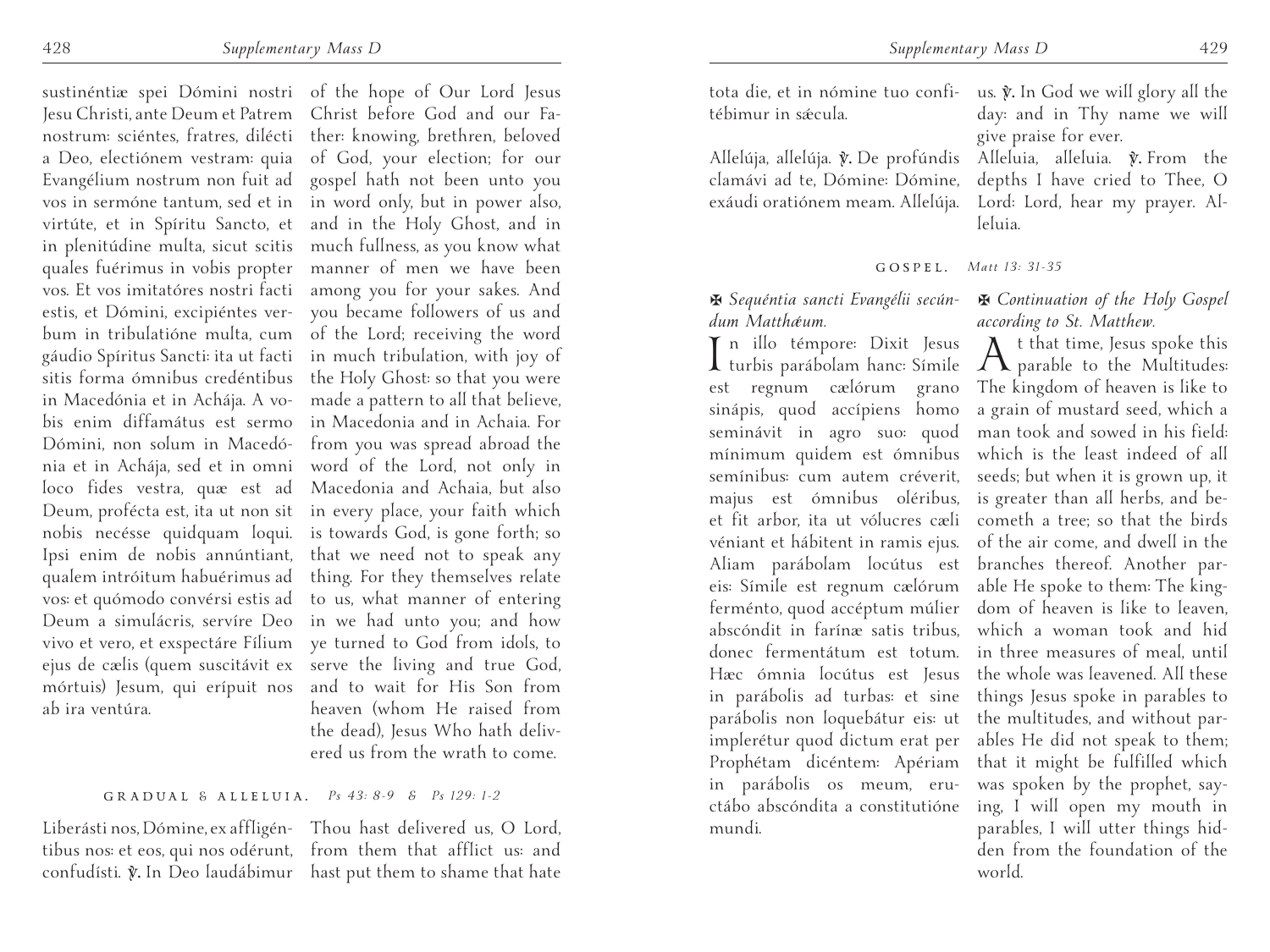sustinéntiæ spei Dómini nostri Jesu Christi, ante Deum et Patrem nostrum: sciéntes, fratres, dilécti a Deo, electiónem vestram: quia Evangélium nostrum non fuit ad vos in sermóne tantum, sed et in virtúte, et in Spíritu Sancto, et in plenitúdine multa, sicut scitis quales fuérimus in vobis propter vos. Et vos imitatóres nostri facti estis, et Dómini, excipiéntes verbum in tribulatióne multa, cum gáudio Spíritus Sancti: ita ut facti sitis forma ómnibus credéntibus in Macedónia et in Achája. A vobis enim diffamátus est sermo Dómini, non solum in Macedónia et in Achája, sed et in omni loco fides vestra, quæ est ad Deum, profécta est, ita ut non sit nobis necésse quidquam loqui. Ipsi enim de nobis annúntiant, qualem intróitum habuérimus ad vos: et quómodo convérsi estis ad Deum a simulácris, servíre Deo vivo et vero, et exspectáre Fílium ejus de cælis (quem suscitávit ex mórtuis) Jesum, qui erípuit nos ab ira ventúra.

of the hope of Our Lord Jesus Christ before God and our Father: knowing, brethren, beloved of God, your election; for our gospel hath not been unto you in word only, but in power also, and in the Holy Ghost, and in much fullness, as you know what manner of men we have been among you for your sakes. And you became followers of us and of the Lord; receiving the word in much tribulation, with joy of the Holy Ghost: so that you were made a pattern to all that believe, in Macedonia and in Achaia. For from you was spread abroad the word of the Lord, not only in Macedonia and Achaia, but also in every place, your faith which is towards God, is gone forth; so that we need not to speak any thing. For they themselves relate to us, what manner of entering in we had unto you; and how ye turned to God from idols, to serve the living and true God, and to wait for His Son from heaven (whom He raised from the dead), Jesus Who hath delivered us from the wrath to come.

### GRADUAL & ALLELUIA. *Ps 43: 8-9 & Ps 129: 1-2*

Liberásti nos, Dómine, ex affligéntibus nos: et eos, qui nos odérunt, confudísti. ℣. In Deo laudábimur tota die, et in nómine tuo confitébimur in sæcula.

Thou hast delivered us, O Lord, from them that afflict us: and hast put them to shame that hate us. ℣. In God we will glory all the day: and in Thy name we will give praise for ever.

Allelúja, allelúja. ℣. De profúndis clamávi ad te, Dómine: Dómine, exáudi oratiónem meam. Allelúja.

Alleluia, alleluia. ℣. From the depths I have cried to Thee, O Lord: Lord, hear my prayer. Alleluia.

### GOSPEL. *Matt 13: 31-35*

✠ *Sequéntia sancti Evangélii secúndum Matthǽum.*

In illo témpore: Dixit Jesus turbis parábolam hanc: Símile est regnum cælórum grano sinápis, quod accípiens homo seminávit in agro suo: quod mínimum quidem est ómnibus semínibus: cum autem créverit, majus est ómnibus oléribus, et fit arbor, ita ut vólucres cæli véniant et hábitent in ramis ejus. Aliam parábolam locútus est eis: Símile est regnum cælórum ferménto, quod accéptum múlier abscóndit in farínæ satis tribus, donec fermentátum est totum. Hæc ómnia locútus est Jesus in parábolis ad turbas: et sine parábolis non loquebátur eis: ut implerétur quod dictum erat per Prophétam dicéntem: Apériam in parábolis os meum, eructábo abscóndita a constitutióne mundi.

✠ *Continuation of the Holy Gospel according to St. Matthew.*

At that time, Jesus spoke this parable to the Multitudes: The kingdom of heaven is like to a grain of mustard seed, which a man took and sowed in his field: which is the least indeed of all seeds; but when it is grown up, it is greater than all herbs, and becometh a tree; so that the birds of the air come, and dwell in the branches thereof. Another parable He spoke to them: The kingdom of heaven is like to leaven, which a woman took and hid in three measures of meal, until the whole was leavened. All these things Jesus spoke in parables to the multitudes, and without parables He did not speak to them; that it might be fulfilled which was spoken by the prophet, saying, I will open my mouth in parables, I will utter things hidden from the foundation of the world.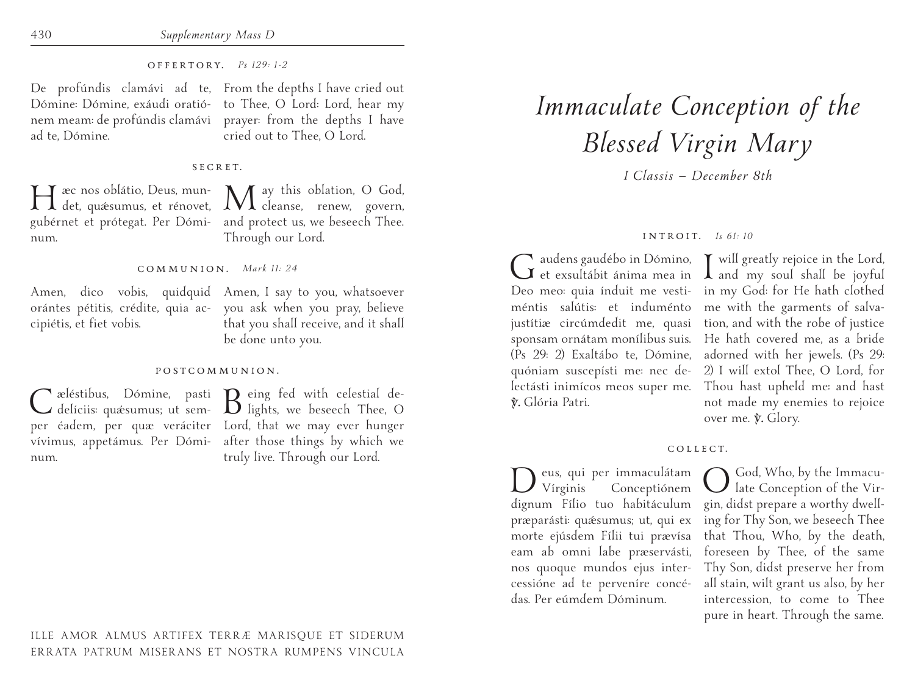### OFFERTORY. *Ps 129: 1-2*

De profúndis clamávi ad te, Dómine: Dómine, exáudi oratiónem meam: de profúndis clamávi ad te, Dómine.

From the depths I have cried out to Thee, O Lord: Lord, hear my prayer: from the depths I have cried out to Thee, O Lord.

### SECRET.

Hæc nos oblátio, Deus, mundet, quǽsumus, et rénovet, gubérnet et prótegat. Per Dóminum.

May this oblation, O God, cleanse, renew, govern, and protect us, we beseech Thee. Through our Lord.

### COMMUNION. *Mark 11: 24*

Amen, dico vobis, quidquid orántes pétitis, crédite, quia accipiétis, et fiet vobis.

Amen, I say to you, whatsoever you ask when you pray, believe that you shall receive, and it shall be done unto you.

### POSTCOMMUNION.

Cæléstibus, Dómine, pasti delíciis: quǽsumus; ut semper éadem, per quæ veráciter vívimus, appetámus. Per Dóminum.

Being fed with celestial delights, we beseech Thee, O Lord, that we may ever hunger after those things by which we truly live. Through our Lord.

ILLE AMOR ALMUS ARTIFEX TERRÆ MARISQUE ET SIDERUM
ERRATA PATRUM MISERANS ET NOSTRA RUMPENS VINCULA

# *Immaculate Conception of the Blessed Virgin Mary*

*I Classis – December 8th*

### INTROIT. *Is 61: 10*

Gaudens gaudébo in Dómino, et exsultábit ánima mea in Deo meo: quia índuit me vestiméntis salútis: et induménto justítiæ circúmdedit me, quasi sponsam ornátam monílibus suis. (Ps 29: 2) Exaltábo te, Dómine, quóniam suscepísti me: nec delectásti inimícos meos super me. ℣. Glória Patri.

I will greatly rejoice in the Lord, and my soul shall be joyful in my God: for He hath clothed me with the garments of salvation, and with the robe of justice He hath covered me, as a bride adorned with her jewels. (Ps 29: 2) I will extol Thee, O Lord, for Thou hast upheld me: and hast not made my enemies to rejoice over me. ℣. Glory.

### COLLECT.

Deus, qui per immaculátam Vírginis Conceptiónem dignum Fílio tuo habitáculum præparásti: quǽsumus; ut, qui ex morte ejúsdem Fílii tui prævísa eam ab omni labe præservásti, nos quoque mundos ejus intercessióne ad te perveníre concédas. Per eúmdem Dóminum.

O God, Who, by the Immaculate Conception of the Virgin, didst prepare a worthy dwelling for Thy Son, we beseech Thee that Thou, Who, by the death, foreseen by Thee, of the same Thy Son, didst preserve her from all stain, wilt grant us also, by her intercession, to come to Thee pure in heart. Through the same.